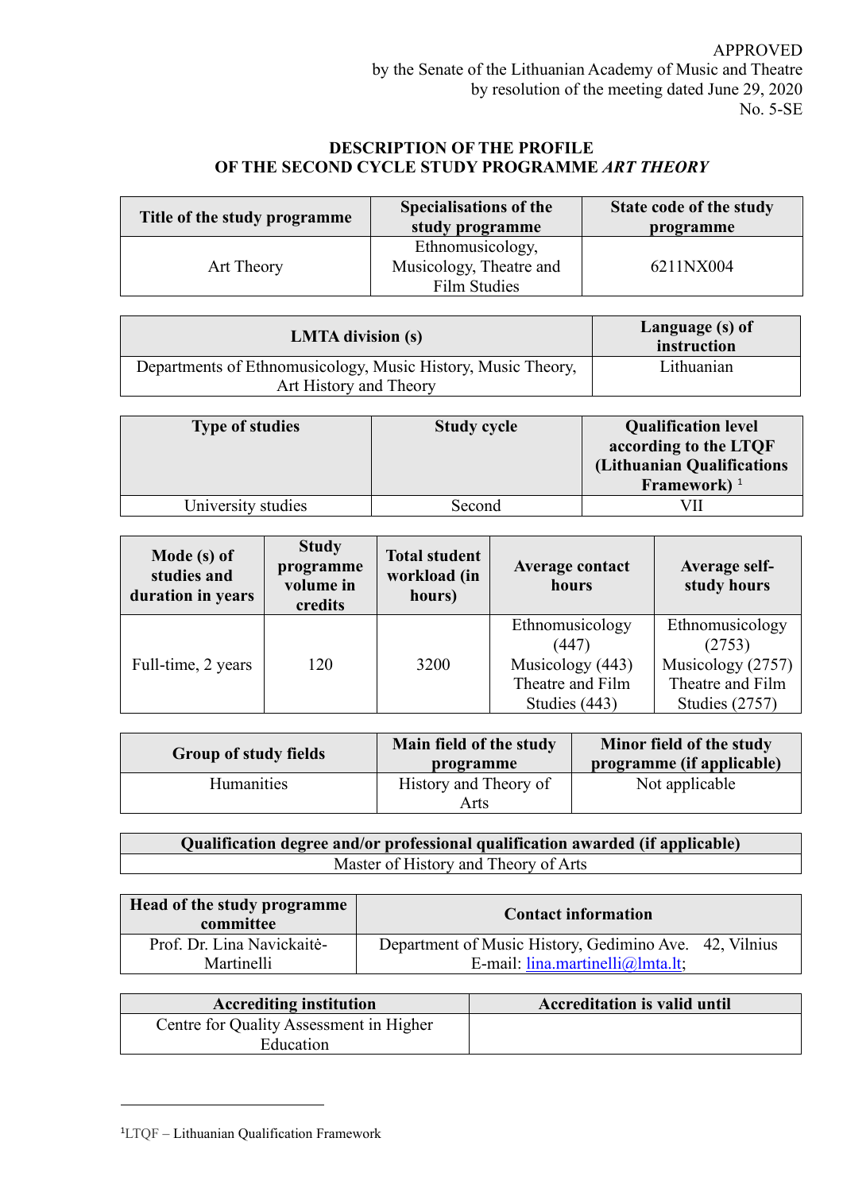APPROVED
by the Senate of the Lithuanian Academy of Music and Theatre
by resolution of the meeting dated June 29, 2020
No. 5-SE

# DESCRIPTION OF THE PROFILE OF THE SECOND CYCLE STUDY PROGRAMME *ART THEORY*

| Title of the study programme | Specialisations of the study programme | State code of the study programme |
|---|---|---|
| Art Theory | Ethnomusicology, Musicology, Theatre and Film Studies | 6211NX004 |

| LMTA division (s) | Language (s) of instruction |
|---|---|
| Departments of Ethnomusicology, Music History, Music Theory, Art History and Theory | Lithuanian |

| Type of studies | Study cycle | Qualification level according to the LTQF (Lithuanian Qualifications Framework) [1] |
|---|---|---|
| University studies | Second | VII |

| Mode (s) of studies and duration in years | Study programme volume in credits | Total student workload (in hours) | Average contact hours | Average self-study hours |
|---|---|---|---|---|
| Full-time, 2 years | 120 | 3200 | Ethnomusicology (447) Musicology (443) Theatre and Film Studies (443) | Ethnomusicology (2753) Musicology (2757) Theatre and Film Studies (2757) |

| Group of study fields | Main field of the study programme | Minor field of the study programme (if applicable) |
|---|---|---|
| Humanities | History and Theory of Arts | Not applicable |

| Qualification degree and/or professional qualification awarded (if applicable) |
|---|
| Master of History and Theory of Arts |

| Head of the study programme committee | Contact information |
|---|---|
| Prof. Dr. Lina Navickaitė-Martinelli | Department of Music History, Gedimino Ave. 42, Vilnius E-mail: lina.martinelli@lmta.lt; |

| Accrediting institution | Accreditation is valid until |
|---|---|
| Centre for Quality Assessment in Higher Education | |

[1] LTQF – Lithuanian Qualification Framework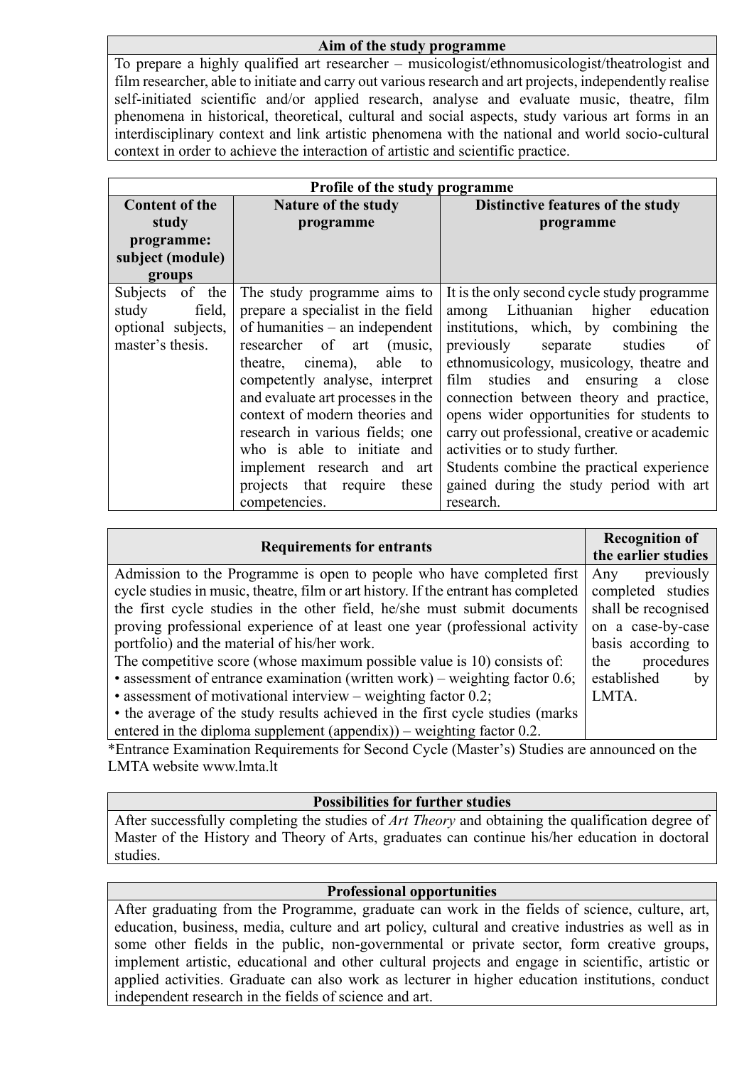| Aim of the study programme |
|---|
| To prepare a highly qualified art researcher – musicologist/ethnomusicologist/theatrologist and film researcher, able to initiate and carry out various research and art projects, independently realise self-initiated scientific and/or applied research, analyse and evaluate music, theatre, film phenomena in historical, theoretical, cultural and social aspects, study various art forms in an interdisciplinary context and link artistic phenomena with the national and world socio-cultural context in order to achieve the interaction of artistic and scientific practice. |

| Profile of the study programme | | |
|---|---|---|
| **Content of the study programme: subject (module) groups** | **Nature of the study programme** | **Distinctive features of the study programme** |
| Subjects of the study field, optional subjects, master's thesis. | The study programme aims to prepare a specialist in the field of humanities – an independent researcher of art (music, theatre, cinema), able to competently analyse, interpret and evaluate art processes in the context of modern theories and research in various fields; one who is able to initiate and implement research and art projects that require these competencies. | It is the only second cycle study programme among Lithuanian higher education institutions, which, by combining the previously separate studies of ethnomusicology, musicology, theatre and film studies and ensuring a close connection between theory and practice, opens wider opportunities for students to carry out professional, creative or academic activities or to study further.<br>Students combine the practical experience gained during the study period with art research. |

| Requirements for entrants | Recognition of the earlier studies |
|---|---|
| Admission to the Programme is open to people who have completed first cycle studies in music, theatre, film or art history. If the entrant has completed the first cycle studies in the other field, he/she must submit documents proving professional experience of at least one year (professional activity portfolio) and the material of his/her work.<br>The competitive score (whose maximum possible value is 10) consists of:<br>• assessment of entrance examination (written work) – weighting factor 0.6;<br>• assessment of motivational interview – weighting factor 0.2;<br>• the average of the study results achieved in the first cycle studies (marks entered in the diploma supplement (appendix)) – weighting factor 0.2. | Any previously completed studies shall be recognised on a case-by-case basis according to the procedures established by LMTA. |

*Entrance Examination Requirements for Second Cycle (Master's) Studies are announced on the LMTA website www.lmta.lt

| Possibilities for further studies |
|---|
| After successfully completing the studies of *Art Theory* and obtaining the qualification degree of Master of the History and Theory of Arts, graduates can continue his/her education in doctoral studies. |

| Professional opportunities |
|---|
| After graduating from the Programme, graduate can work in the fields of science, culture, art, education, business, media, culture and art policy, cultural and creative industries as well as in some other fields in the public, non-governmental or private sector, form creative groups, implement artistic, educational and other cultural projects and engage in scientific, artistic or applied activities. Graduate can also work as lecturer in higher education institutions, conduct independent research in the fields of science and art. |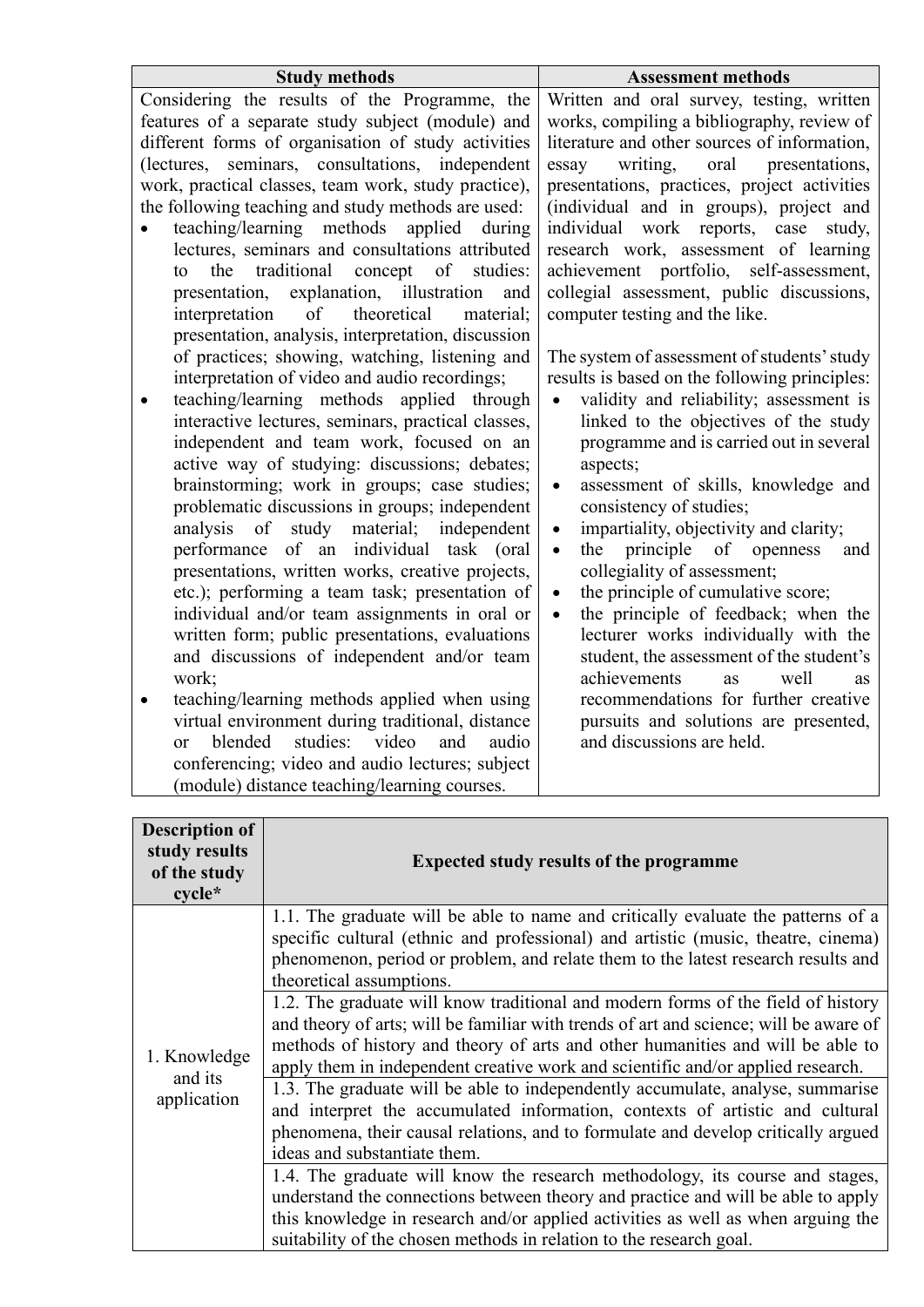| Study methods | Assessment methods |
|---|---|
| Considering the results of the Programme, the features of a separate study subject (module) and different forms of organisation of study activities (lectures, seminars, consultations, independent work, practical classes, team work, study practice), the following teaching and study methods are used:<br>• teaching/learning methods applied during lectures, seminars and consultations attributed to the traditional concept of studies: presentation, explanation, illustration and interpretation of theoretical material; presentation, analysis, interpretation, discussion of practices; showing, watching, listening and interpretation of video and audio recordings;<br>• teaching/learning methods applied through interactive lectures, seminars, practical classes, independent and team work, focused on an active way of studying: discussions; debates; brainstorming; work in groups; case studies; problematic discussions in groups; independent analysis of study material; independent performance of an individual task (oral presentations, written works, creative projects, etc.); performing a team task; presentation of individual and/or team assignments in oral or written form; public presentations, evaluations and discussions of independent and/or team work;<br>• teaching/learning methods applied when using virtual environment during traditional, distance or blended studies: video and audio conferencing; video and audio lectures; subject (module) distance teaching/learning courses. | Written and oral survey, testing, written works, compiling a bibliography, review of literature and other sources of information, essay writing, oral presentations, presentations, practices, project activities (individual and in groups), project and individual work reports, case study, research work, assessment of learning achievement portfolio, self-assessment, collegial assessment, public discussions, computer testing and the like.<br><br>The system of assessment of students' study results is based on the following principles:<br>• validity and reliability; assessment is linked to the objectives of the study programme and is carried out in several aspects;<br>• assessment of skills, knowledge and consistency of studies;<br>• impartiality, objectivity and clarity;<br>• the principle of openness and collegiality of assessment;<br>• the principle of cumulative score;<br>• the principle of feedback; when the lecturer works individually with the student, the assessment of the student's achievements as well as recommendations for further creative pursuits and solutions are presented, and discussions are held. |

| Description of study results of the study cycle* | Expected study results of the programme |
|---|---|
| 1. Knowledge and its application | 1.1. The graduate will be able to name and critically evaluate the patterns of a specific cultural (ethnic and professional) and artistic (music, theatre, cinema) phenomenon, period or problem, and relate them to the latest research results and theoretical assumptions. |
| | 1.2. The graduate will know traditional and modern forms of the field of history and theory of arts; will be familiar with trends of art and science; will be aware of methods of history and theory of arts and other humanities and will be able to apply them in independent creative work and scientific and/or applied research. |
| | 1.3. The graduate will be able to independently accumulate, analyse, summarise and interpret the accumulated information, contexts of artistic and cultural phenomena, their causal relations, and to formulate and develop critically argued ideas and substantiate them. |
| | 1.4. The graduate will know the research methodology, its course and stages, understand the connections between theory and practice and will be able to apply this knowledge in research and/or applied activities as well as when arguing the suitability of the chosen methods in relation to the research goal. |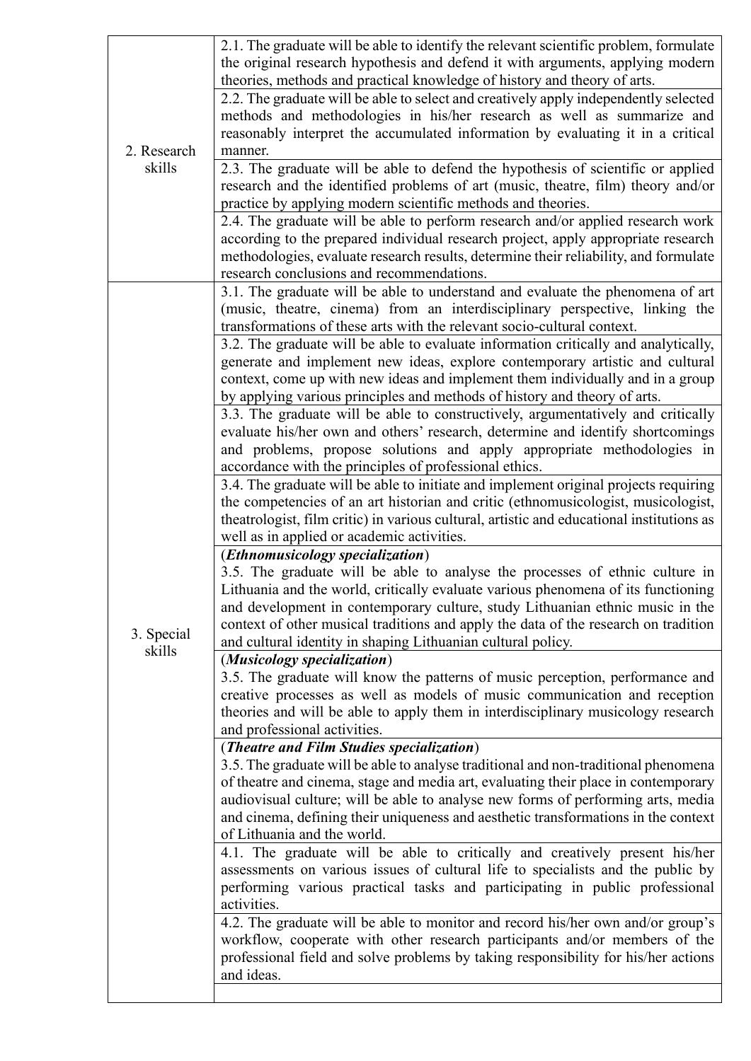| | |
|---|---|
| 2. Research skills | 2.1. The graduate will be able to identify the relevant scientific problem, formulate the original research hypothesis and defend it with arguments, applying modern theories, methods and practical knowledge of history and theory of arts. |
| | 2.2. The graduate will be able to select and creatively apply independently selected methods and methodologies in his/her research as well as summarize and reasonably interpret the accumulated information by evaluating it in a critical manner. |
| | 2.3. The graduate will be able to defend the hypothesis of scientific or applied research and the identified problems of art (music, theatre, film) theory and/or practice by applying modern scientific methods and theories. |
| | 2.4. The graduate will be able to perform research and/or applied research work according to the prepared individual research project, apply appropriate research methodologies, evaluate research results, determine their reliability, and formulate research conclusions and recommendations. |
| 3. Special skills | 3.1. The graduate will be able to understand and evaluate the phenomena of art (music, theatre, cinema) from an interdisciplinary perspective, linking the transformations of these arts with the relevant socio-cultural context. |
| | 3.2. The graduate will be able to evaluate information critically and analytically, generate and implement new ideas, explore contemporary artistic and cultural context, come up with new ideas and implement them individually and in a group by applying various principles and methods of history and theory of arts. |
| | 3.3. The graduate will be able to constructively, argumentatively and critically evaluate his/her own and others' research, determine and identify shortcomings and problems, propose solutions and apply appropriate methodologies in accordance with the principles of professional ethics. |
| | 3.4. The graduate will be able to initiate and implement original projects requiring the competencies of an art historian and critic (ethnomusicologist, musicologist, theatrologist, film critic) in various cultural, artistic and educational institutions as well as in applied or academic activities. |
| | (***Ethnomusicology specialization***) 3.5. The graduate will be able to analyse the processes of ethnic culture in Lithuania and the world, critically evaluate various phenomena of its functioning and development in contemporary culture, study Lithuanian ethnic music in the context of other musical traditions and apply the data of the research on tradition and cultural identity in shaping Lithuanian cultural policy. |
| | (***Musicology specialization***) 3.5. The graduate will know the patterns of music perception, performance and creative processes as well as models of music communication and reception theories and will be able to apply them in interdisciplinary musicology research and professional activities. |
| | (***Theatre and Film Studies specialization***) 3.5. The graduate will be able to analyse traditional and non-traditional phenomena of theatre and cinema, stage and media art, evaluating their place in contemporary audiovisual culture; will be able to analyse new forms of performing arts, media and cinema, defining their uniqueness and aesthetic transformations in the context of Lithuania and the world. |
| | 4.1. The graduate will be able to critically and creatively present his/her assessments on various issues of cultural life to specialists and the public by performing various practical tasks and participating in public professional activities. |
| | 4.2. The graduate will be able to monitor and record his/her own and/or group's workflow, cooperate with other research participants and/or members of the professional field and solve problems by taking responsibility for his/her actions and ideas. |
| | |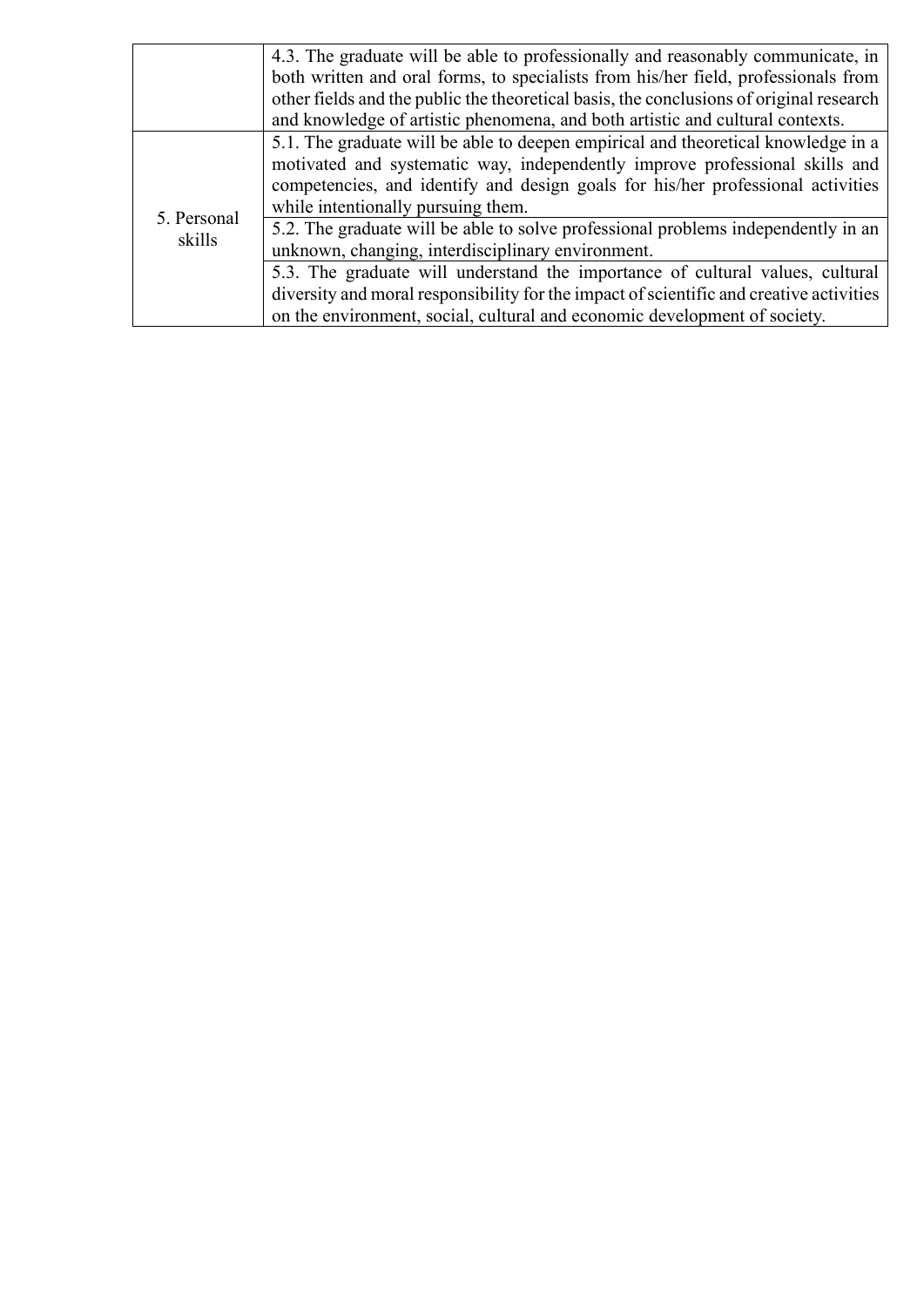| | |
|---|---|
| | 4.3. The graduate will be able to professionally and reasonably communicate, in both written and oral forms, to specialists from his/her field, professionals from other fields and the public the theoretical basis, the conclusions of original research and knowledge of artistic phenomena, and both artistic and cultural contexts. |
| 5. Personal skills | 5.1. The graduate will be able to deepen empirical and theoretical knowledge in a motivated and systematic way, independently improve professional skills and competencies, and identify and design goals for his/her professional activities while intentionally pursuing them. |
| | 5.2. The graduate will be able to solve professional problems independently in an unknown, changing, interdisciplinary environment. |
| | 5.3. The graduate will understand the importance of cultural values, cultural diversity and moral responsibility for the impact of scientific and creative activities on the environment, social, cultural and economic development of society. |